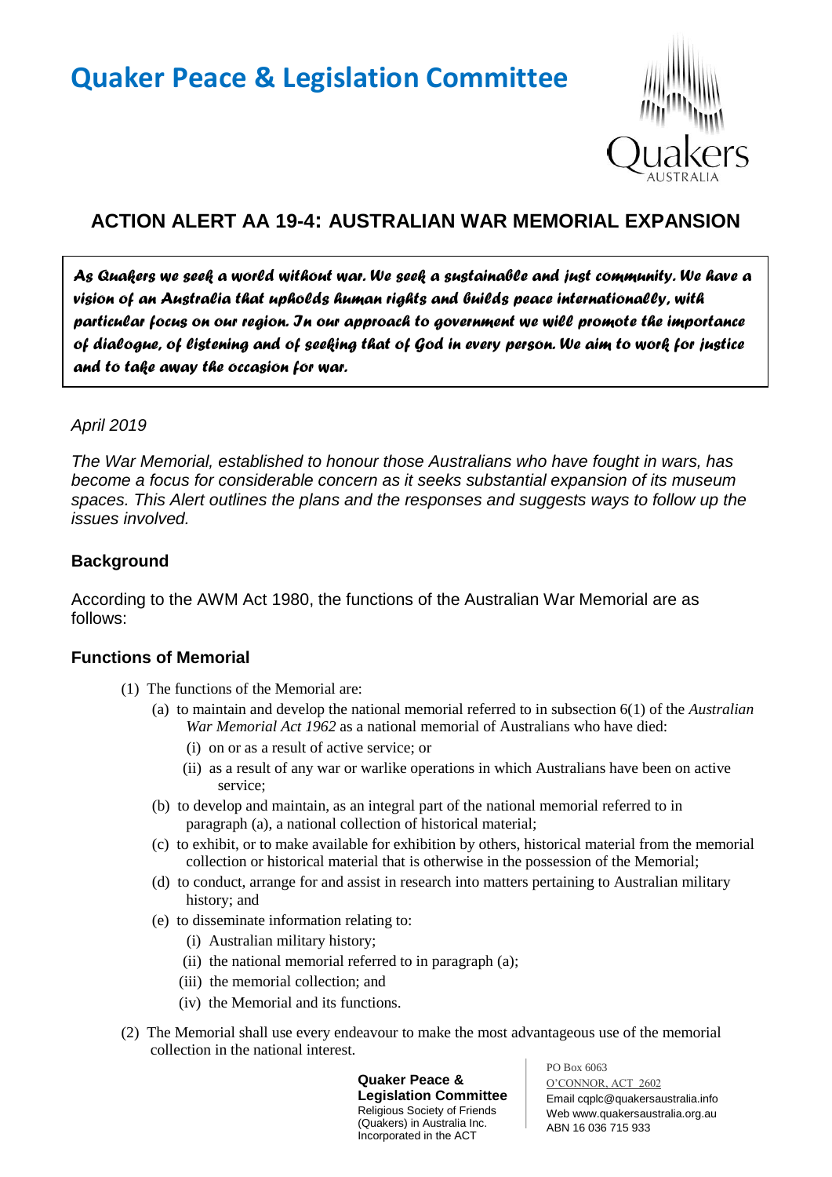# Quaker Peace & Legislation Committee

## ACTION ALERT AA 19-4: AUSTRALIAN WAR MEMORIAL EXPANSION

> ***As Quakers we seek a world without war. We seek a sustainable and just community. We have a vision of an Australia that upholds human rights and builds peace internationally, with particular focus on our region. In our approach to government we will promote the importance of dialogue, of listening and of seeking that of God in every person. We aim to work for justice and to take away the occasion for war.***

*April 2019*

*The War Memorial, established to honour those Australians who have fought in wars, has become a focus for considerable concern as it seeks substantial expansion of its museum spaces. This Alert outlines the plans and the responses and suggests ways to follow up the issues involved.*

### Background

According to the AWM Act 1980, the functions of the Australian War Memorial are as follows:

### Functions of Memorial

(1) The functions of the Memorial are:

- (a) to maintain and develop the national memorial referred to in subsection 6(1) of the *Australian War Memorial Act 1962* as a national memorial of Australians who have died:
  - (i) on or as a result of active service; or
  - (ii) as a result of any war or warlike operations in which Australians have been on active service;
- (b) to develop and maintain, as an integral part of the national memorial referred to in paragraph (a), a national collection of historical material;
- (c) to exhibit, or to make available for exhibition by others, historical material from the memorial collection or historical material that is otherwise in the possession of the Memorial;
- (d) to conduct, arrange for and assist in research into matters pertaining to Australian military history; and
- (e) to disseminate information relating to:
  - (i) Australian military history;
  - (ii) the national memorial referred to in paragraph (a);
  - (iii) the memorial collection; and
  - (iv) the Memorial and its functions.

(2) The Memorial shall use every endeavour to make the most advantageous use of the memorial collection in the national interest.

**Quaker Peace & Legislation Committee**
Religious Society of Friends (Quakers) in Australia Inc.
Incorporated in the ACT

PO Box 6063
O'CONNOR, ACT 2602
Email cqplc@quakersaustralia.info
Web www.quakersaustralia.org.au
ABN 16 036 715 933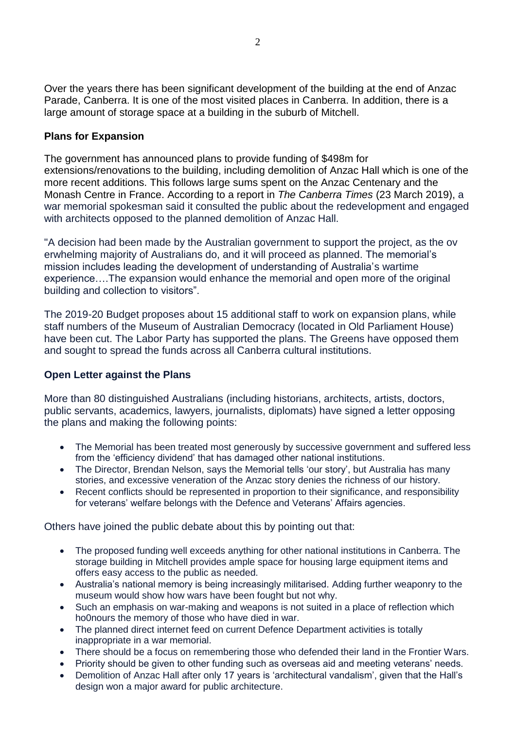Over the years there has been significant development of the building at the end of Anzac Parade, Canberra. It is one of the most visited places in Canberra. In addition, there is a large amount of storage space at a building in the suburb of Mitchell.

### Plans for Expansion

The government has announced plans to provide funding of $498m for extensions/renovations to the building, including demolition of Anzac Hall which is one of the more recent additions. This follows large sums spent on the Anzac Centenary and the Monash Centre in France. According to a report in *The Canberra Times* (23 March 2019), a war memorial spokesman said it consulted the public about the redevelopment and engaged with architects opposed to the planned demolition of Anzac Hall.

"A decision had been made by the Australian government to support the project, as the ov erwhelming majority of Australians do, and it will proceed as planned. The memorial's mission includes leading the development of understanding of Australia's wartime experience….The expansion would enhance the memorial and open more of the original building and collection to visitors".

The 2019-20 Budget proposes about 15 additional staff to work on expansion plans, while staff numbers of the Museum of Australian Democracy (located in Old Parliament House) have been cut. The Labor Party has supported the plans. The Greens have opposed them and sought to spread the funds across all Canberra cultural institutions.

### Open Letter against the Plans

More than 80 distinguished Australians (including historians, architects, artists, doctors, public servants, academics, lawyers, journalists, diplomats) have signed a letter opposing the plans and making the following points:

- The Memorial has been treated most generously by successive government and suffered less from the 'efficiency dividend' that has damaged other national institutions.
- The Director, Brendan Nelson, says the Memorial tells 'our story', but Australia has many stories, and excessive veneration of the Anzac story denies the richness of our history.
- Recent conflicts should be represented in proportion to their significance, and responsibility for veterans' welfare belongs with the Defence and Veterans' Affairs agencies.

Others have joined the public debate about this by pointing out that:

- The proposed funding well exceeds anything for other national institutions in Canberra. The storage building in Mitchell provides ample space for housing large equipment items and offers easy access to the public as needed.
- Australia's national memory is being increasingly militarised. Adding further weaponry to the museum would show how wars have been fought but not why.
- Such an emphasis on war-making and weapons is not suited in a place of reflection which ho0nours the memory of those who have died in war.
- The planned direct internet feed on current Defence Department activities is totally inappropriate in a war memorial.
- There should be a focus on remembering those who defended their land in the Frontier Wars.
- Priority should be given to other funding such as overseas aid and meeting veterans' needs.
- Demolition of Anzac Hall after only 17 years is 'architectural vandalism', given that the Hall's design won a major award for public architecture.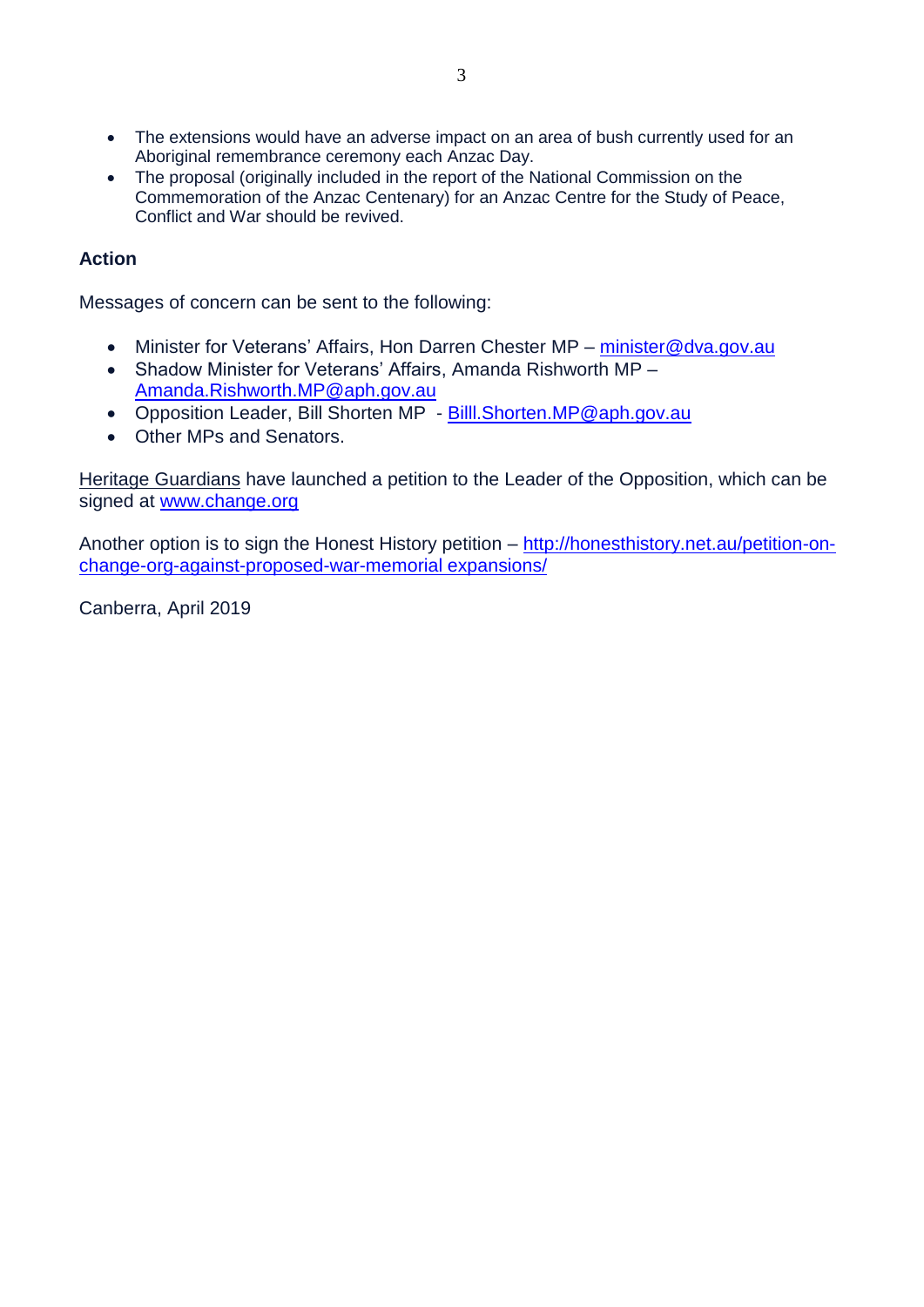- The extensions would have an adverse impact on an area of bush currently used for an Aboriginal remembrance ceremony each Anzac Day.
- The proposal (originally included in the report of the National Commission on the Commemoration of the Anzac Centenary) for an Anzac Centre for the Study of Peace, Conflict and War should be revived.

**Action**

Messages of concern can be sent to the following:

- Minister for Veterans' Affairs, Hon Darren Chester MP – minister@dva.gov.au
- Shadow Minister for Veterans' Affairs, Amanda Rishworth MP – Amanda.Rishworth.MP@aph.gov.au
- Opposition Leader, Bill Shorten MP - Billl.Shorten.MP@aph.gov.au
- Other MPs and Senators.

Heritage Guardians have launched a petition to the Leader of the Opposition, which can be signed at www.change.org

Another option is to sign the Honest History petition – http://honesthistory.net.au/petition-on-change-org-against-proposed-war-memorial expansions/

Canberra, April 2019